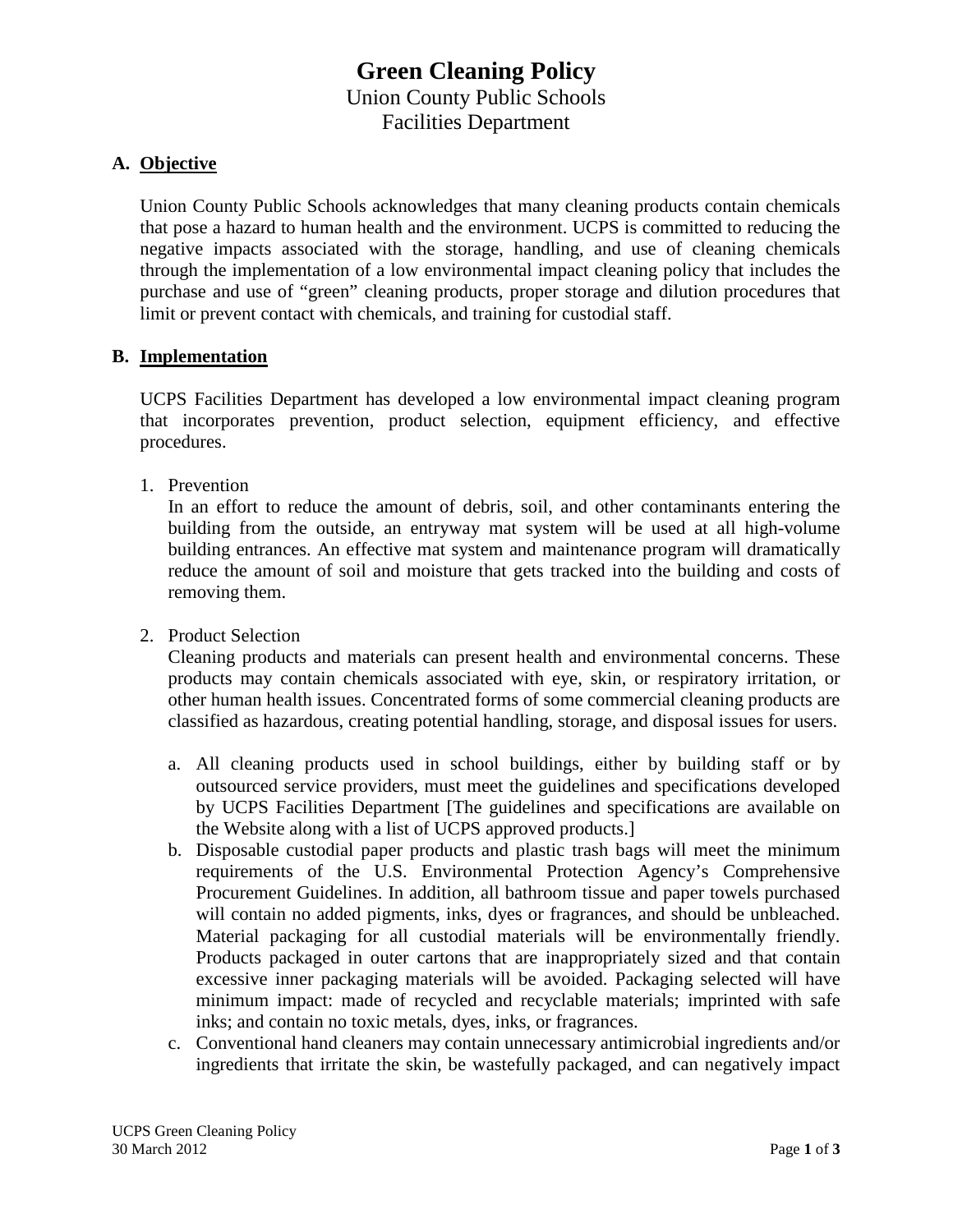# Green Cleaning Policy

Union County Public Schools
Facilities Department

## A. Objective

Union County Public Schools acknowledges that many cleaning products contain chemicals that pose a hazard to human health and the environment. UCPS is committed to reducing the negative impacts associated with the storage, handling, and use of cleaning chemicals through the implementation of a low environmental impact cleaning policy that includes the purchase and use of "green" cleaning products, proper storage and dilution procedures that limit or prevent contact with chemicals, and training for custodial staff.

## B. Implementation

UCPS Facilities Department has developed a low environmental impact cleaning program that incorporates prevention, product selection, equipment efficiency, and effective procedures.

1. Prevention
   In an effort to reduce the amount of debris, soil, and other contaminants entering the building from the outside, an entryway mat system will be used at all high-volume building entrances. An effective mat system and maintenance program will dramatically reduce the amount of soil and moisture that gets tracked into the building and costs of removing them.

2. Product Selection
   Cleaning products and materials can present health and environmental concerns. These products may contain chemicals associated with eye, skin, or respiratory irritation, or other human health issues. Concentrated forms of some commercial cleaning products are classified as hazardous, creating potential handling, storage, and disposal issues for users.

   a. All cleaning products used in school buildings, either by building staff or by outsourced service providers, must meet the guidelines and specifications developed by UCPS Facilities Department [The guidelines and specifications are available on the Website along with a list of UCPS approved products.]
   b. Disposable custodial paper products and plastic trash bags will meet the minimum requirements of the U.S. Environmental Protection Agency's Comprehensive Procurement Guidelines. In addition, all bathroom tissue and paper towels purchased will contain no added pigments, inks, dyes or fragrances, and should be unbleached. Material packaging for all custodial materials will be environmentally friendly. Products packaged in outer cartons that are inappropriately sized and that contain excessive inner packaging materials will be avoided. Packaging selected will have minimum impact: made of recycled and recyclable materials; imprinted with safe inks; and contain no toxic metals, dyes, inks, or fragrances.
   c. Conventional hand cleaners may contain unnecessary antimicrobial ingredients and/or ingredients that irritate the skin, be wastefully packaged, and can negatively impact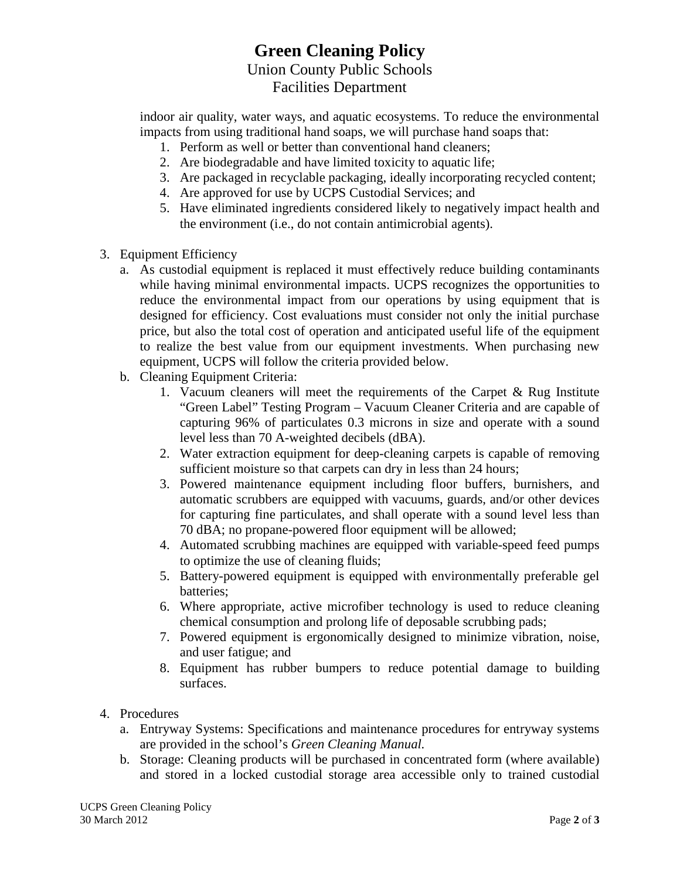indoor air quality, water ways, and aquatic ecosystems. To reduce the environmental impacts from using traditional hand soaps, we will purchase hand soaps that:

1. Perform as well or better than conventional hand cleaners;
2. Are biodegradable and have limited toxicity to aquatic life;
3. Are packaged in recyclable packaging, ideally incorporating recycled content;
4. Are approved for use by UCPS Custodial Services; and
5. Have eliminated ingredients considered likely to negatively impact health and the environment (i.e., do not contain antimicrobial agents).

3. Equipment Efficiency
   a. As custodial equipment is replaced it must effectively reduce building contaminants while having minimal environmental impacts. UCPS recognizes the opportunities to reduce the environmental impact from our operations by using equipment that is designed for efficiency. Cost evaluations must consider not only the initial purchase price, but also the total cost of operation and anticipated useful life of the equipment to realize the best value from our equipment investments. When purchasing new equipment, UCPS will follow the criteria provided below.
   b. Cleaning Equipment Criteria:
      1. Vacuum cleaners will meet the requirements of the Carpet & Rug Institute "Green Label" Testing Program – Vacuum Cleaner Criteria and are capable of capturing 96% of particulates 0.3 microns in size and operate with a sound level less than 70 A-weighted decibels (dBA).
      2. Water extraction equipment for deep-cleaning carpets is capable of removing sufficient moisture so that carpets can dry in less than 24 hours;
      3. Powered maintenance equipment including floor buffers, burnishers, and automatic scrubbers are equipped with vacuums, guards, and/or other devices for capturing fine particulates, and shall operate with a sound level less than 70 dBA; no propane-powered floor equipment will be allowed;
      4. Automated scrubbing machines are equipped with variable-speed feed pumps to optimize the use of cleaning fluids;
      5. Battery-powered equipment is equipped with environmentally preferable gel batteries;
      6. Where appropriate, active microfiber technology is used to reduce cleaning chemical consumption and prolong life of deposable scrubbing pads;
      7. Powered equipment is ergonomically designed to minimize vibration, noise, and user fatigue; and
      8. Equipment has rubber bumpers to reduce potential damage to building surfaces.

4. Procedures
   a. Entryway Systems: Specifications and maintenance procedures for entryway systems are provided in the school's *Green Cleaning Manual.*
   b. Storage: Cleaning products will be purchased in concentrated form (where available) and stored in a locked custodial storage area accessible only to trained custodial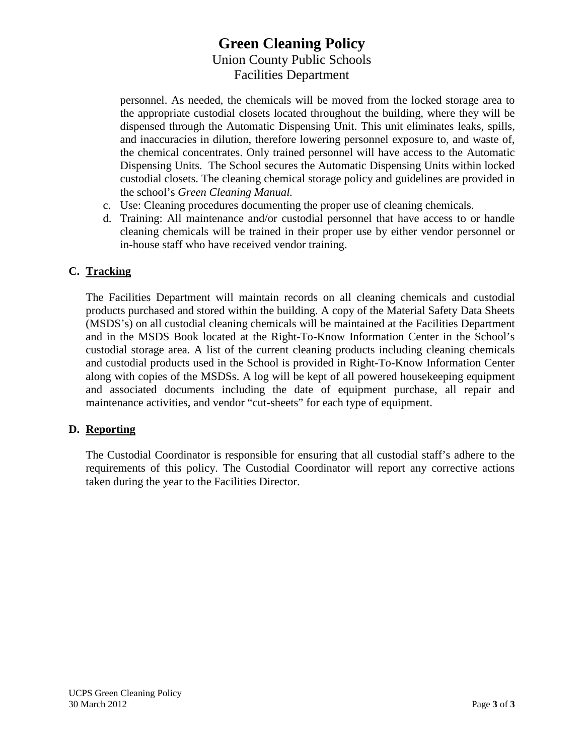personnel. As needed, the chemicals will be moved from the locked storage area to the appropriate custodial closets located throughout the building, where they will be dispensed through the Automatic Dispensing Unit. This unit eliminates leaks, spills, and inaccuracies in dilution, therefore lowering personnel exposure to, and waste of, the chemical concentrates. Only trained personnel will have access to the Automatic Dispensing Units. The School secures the Automatic Dispensing Units within locked custodial closets. The cleaning chemical storage policy and guidelines are provided in the school's *Green Cleaning Manual.*

c. Use: Cleaning procedures documenting the proper use of cleaning chemicals.
d. Training: All maintenance and/or custodial personnel that have access to or handle cleaning chemicals will be trained in their proper use by either vendor personnel or in-house staff who have received vendor training.

## C. Tracking

The Facilities Department will maintain records on all cleaning chemicals and custodial products purchased and stored within the building. A copy of the Material Safety Data Sheets (MSDS's) on all custodial cleaning chemicals will be maintained at the Facilities Department and in the MSDS Book located at the Right-To-Know Information Center in the School's custodial storage area. A list of the current cleaning products including cleaning chemicals and custodial products used in the School is provided in Right-To-Know Information Center along with copies of the MSDSs. A log will be kept of all powered housekeeping equipment and associated documents including the date of equipment purchase, all repair and maintenance activities, and vendor "cut-sheets" for each type of equipment.

## D. Reporting

The Custodial Coordinator is responsible for ensuring that all custodial staff's adhere to the requirements of this policy. The Custodial Coordinator will report any corrective actions taken during the year to the Facilities Director.